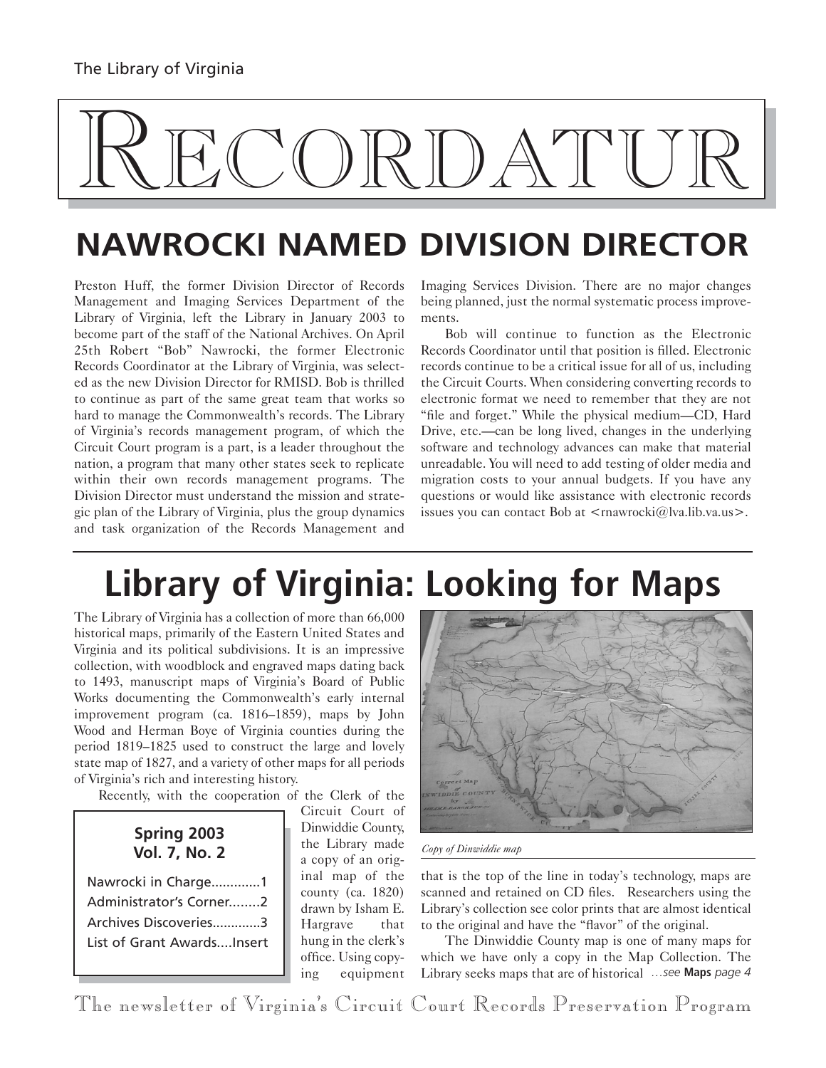The Library of Virginia

# RECORDATUR

## NAWROCKI NAMED DIVISION DIRECTOR

Preston Huff, the former Division Director of Records Management and Imaging Services Department of the Library of Virginia, left the Library in January 2003 to become part of the staff of the National Archives. On April 25th Robert "Bob" Nawrocki, the former Electronic Records Coordinator at the Library of Virginia, was selected as the new Division Director for RMISD. Bob is thrilled to continue as part of the same great team that works so hard to manage the Commonwealth's records. The Library of Virginia's records management program, of which the Circuit Court program is a part, is a leader throughout the nation, a program that many other states seek to replicate within their own records management programs. The Division Director must understand the mission and strategic plan of the Library of Virginia, plus the group dynamics and task organization of the Records Management and Imaging Services Division. There are no major changes being planned, just the normal systematic process improvements.

Bob will continue to function as the Electronic Records Coordinator until that position is filled. Electronic records continue to be a critical issue for all of us, including the Circuit Courts. When considering converting records to electronic format we need to remember that they are not "file and forget." While the physical medium—CD, Hard Drive, etc.—can be long lived, changes in the underlying software and technology advances can make that material unreadable. You will need to add testing of older media and migration costs to your annual budgets. If you have any questions or would like assistance with electronic records issues you can contact Bob at <rnawrocki@lva.lib.va.us>.

## Library of Virginia: Looking for Maps

The Library of Virginia has a collection of more than 66,000 historical maps, primarily of the Eastern United States and Virginia and its political subdivisions. It is an impressive collection, with woodblock and engraved maps dating back to 1493, manuscript maps of Virginia's Board of Public Works documenting the Commonwealth's early internal improvement program (ca. 1816–1859), maps by John Wood and Herman Boye of Virginia counties during the period 1819–1825 used to construct the large and lovely state map of 1827, and a variety of other maps for all periods of Virginia's rich and interesting history.

Recently, with the cooperation of the Clerk of the Circuit Court of Dinwiddie County, the Library made a copy of an original map of the county (ca. 1820) drawn by Isham E. Hargrave that hung in the clerk's office. Using copying equipment that is the top of the line in today's technology, maps are scanned and retained on CD files. Researchers using the Library's collection see color prints that are almost identical to the original and have the "flavor" of the original.

*Copy of Dinwiddie map*

The Dinwiddie County map is one of many maps for which we have only a copy in the Map Collection. The Library seeks maps that are of historical *...see* **Maps** *page 4*

**Spring 2003**
**Vol. 7, No. 2**

- Nawrocki in Charge.............1
- Administrator's Corner........2
- Archives Discoveries............3
- List of Grant Awards....Insert

The newsletter of Virginia's Circuit Court Records Preservation Program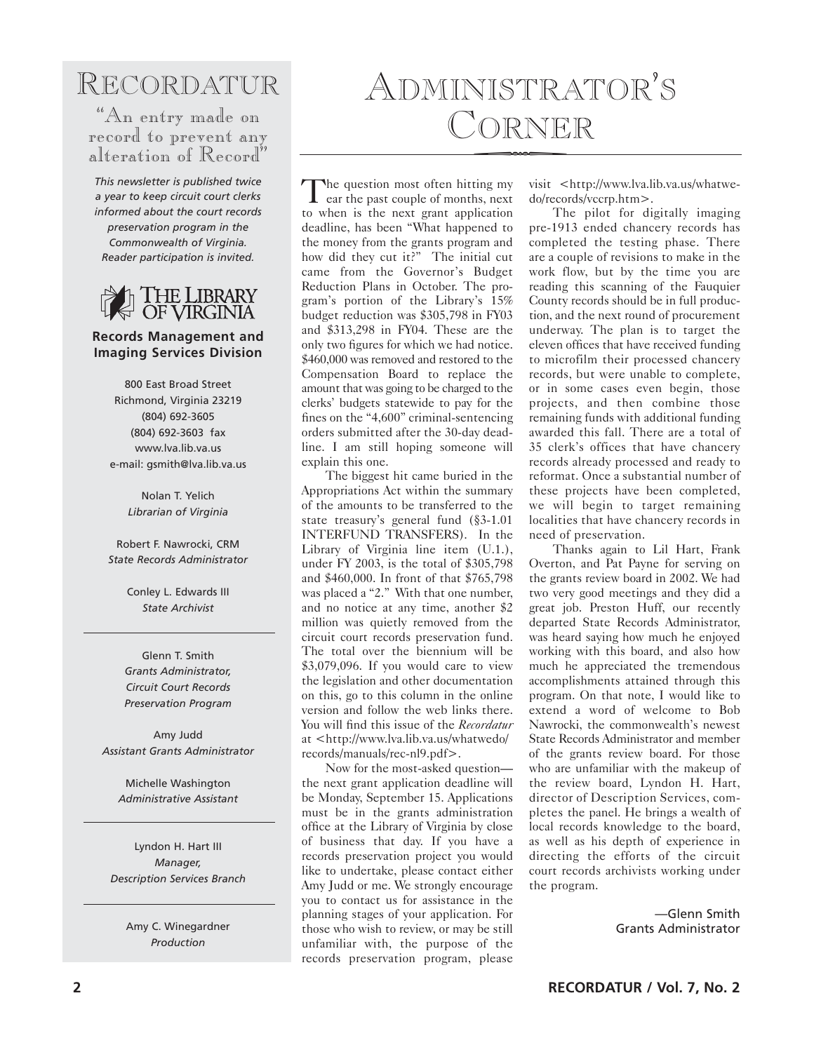# Recordatur

"An entry made on record to prevent any alteration of Record"

*This newsletter is published twice a year to keep circuit court clerks informed about the court records preservation program in the Commonwealth of Virginia. Reader participation is invited.*

The Library of Virginia

**Records Management and Imaging Services Division**

800 East Broad Street
Richmond, Virginia 23219
(804) 692-3605
(804) 692-3603 fax
www.lva.lib.va.us
e-mail: gsmith@lva.lib.va.us

Nolan T. Yelich
*Librarian of Virginia*

Robert F. Nawrocki, CRM
*State Records Administrator*

Conley L. Edwards III
*State Archivist*

---

Glenn T. Smith
*Grants Administrator, Circuit Court Records Preservation Program*

Amy Judd
*Assistant Grants Administrator*

Michelle Washington
*Administrative Assistant*

---

Lyndon H. Hart III
*Manager, Description Services Branch*

---

Amy C. Winegardner
*Production*

# Administrator's Corner

The question most often hitting my ear the past couple of months, next to when is the next grant application deadline, has been "What happened to the money from the grants program and how did they cut it?" The initial cut came from the Governor's Budget Reduction Plans in October. The program's portion of the Library's 15% budget reduction was \$305,798 in FY03 and \$313,298 in FY04. These are the only two figures for which we had notice. \$460,000 was removed and restored to the Compensation Board to replace the amount that was going to be charged to the clerks' budgets statewide to pay for the fines on the "4,600" criminal-sentencing orders submitted after the 30-day deadline. I am still hoping someone will explain this one.

The biggest hit came buried in the Appropriations Act within the summary of the amounts to be transferred to the state treasury's general fund (§3-1.01 INTERFUND TRANSFERS). In the Library of Virginia line item (U.1.), under FY 2003, is the total of \$305,798 and \$460,000. In front of that \$765,798 was placed a "2." With that one number, and no notice at any time, another \$2 million was quietly removed from the circuit court records preservation fund. The total over the biennium will be \$3,079,096. If you would care to view the legislation and other documentation on this, go to this column in the online version and follow the web links there. You will find this issue of the *Recordatur* at <http://www.lva.lib.va.us/whatwedo/records/manuals/rec-nl9.pdf>.

Now for the most-asked question—the next grant application deadline will be Monday, September 15. Applications must be in the grants administration office at the Library of Virginia by close of business that day. If you have a records preservation project you would like to undertake, please contact either Amy Judd or me. We strongly encourage you to contact us for assistance in the planning stages of your application. For those who wish to review, or may be still unfamiliar with, the purpose of the records preservation program, please visit <http://www.lva.lib.va.us/whatwedo/records/vccrp.htm>.

The pilot for digitally imaging pre-1913 ended chancery records has completed the testing phase. There are a couple of revisions to make in the work flow, but by the time you are reading this scanning of the Fauquier County records should be in full production, and the next round of procurement underway. The plan is to target the eleven offices that have received funding to microfilm their processed chancery records, but were unable to complete, or in some cases even begin, those projects, and then combine those remaining funds with additional funding awarded this fall. There are a total of 35 clerk's offices that have chancery records already processed and ready to reformat. Once a substantial number of these projects have been completed, we will begin to target remaining localities that have chancery records in need of preservation.

Thanks again to Lil Hart, Frank Overton, and Pat Payne for serving on the grants review board in 2002. We had two very good meetings and they did a great job. Preston Huff, our recently departed State Records Administrator, was heard saying how much he enjoyed working with this board, and also how much he appreciated the tremendous accomplishments attained through this program. On that note, I would like to extend a word of welcome to Bob Nawrocki, the commonwealth's newest State Records Administrator and member of the grants review board. For those who are unfamiliar with the makeup of the review board, Lyndon H. Hart, director of Description Services, completes the panel. He brings a wealth of local records knowledge to the board, as well as his depth of experience in directing the efforts of the circuit court records archivists working under the program.

—Glenn Smith
Grants Administrator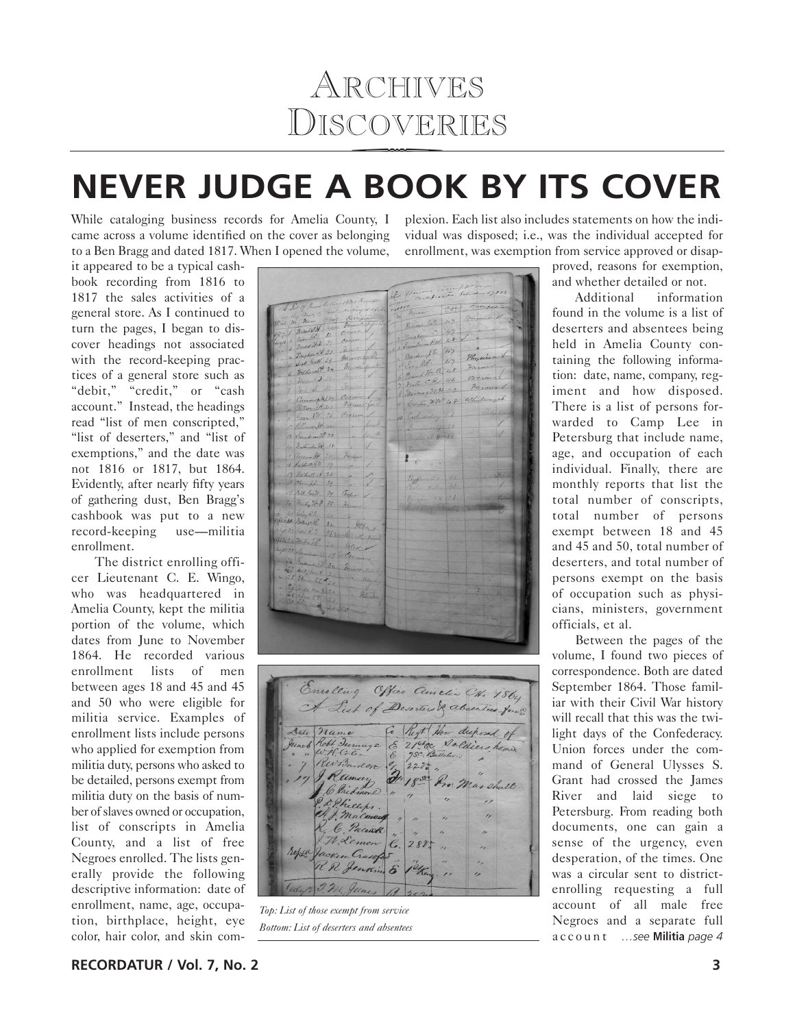# Archives Discoveries

## NEVER JUDGE A BOOK BY ITS COVER

While cataloging business records for Amelia County, I came across a volume identified on the cover as belonging to a Ben Bragg and dated 1817. When I opened the volume, it appeared to be a typical cashbook recording from 1816 to 1817 the sales activities of a general store. As I continued to turn the pages, I began to discover headings not associated with the record-keeping practices of a general store such as "debit," "credit," or "cash account." Instead, the headings read "list of men conscripted," "list of deserters," and "list of exemptions," and the date was not 1816 or 1817, but 1864. Evidently, after nearly fifty years of gathering dust, Ben Bragg's cashbook was put to a new record-keeping use—militia enrollment.

The district enrolling officer Lieutenant C. E. Wingo, who was headquartered in Amelia County, kept the militia portion of the volume, which dates from June to November 1864. He recorded various enrollment lists of men between ages 18 and 45 and 45 and 50 who were eligible for militia service. Examples of enrollment lists include persons who applied for exemption from militia duty, persons who asked to be detailed, persons exempt from militia duty on the basis of number of slaves owned or occupation, list of conscripts in Amelia County, and a list of free Negroes enrolled. The lists generally provide the following descriptive information: date of enrollment, name, age, occupation, birthplace, height, eye color, hair color, and skin complexion. Each list also includes statements on how the individual was disposed; i.e., was the individual accepted for enrollment, was exemption from service approved or disapproved, reasons for exemption, and whether detailed or not.

*Top: List of those exempt from service*
*Bottom: List of deserters and absentees*

Additional information found in the volume is a list of deserters and absentees being held in Amelia County containing the following information: date, name, company, regiment and how disposed. There is a list of persons forwarded to Camp Lee in Petersburg that include name, age, and occupation of each individual. Finally, there are monthly reports that list the total number of conscripts, total number of persons exempt between 18 and 45 and 45 and 50, total number of deserters, and total number of persons exempt on the basis of occupation such as physicians, ministers, government officials, et al.

Between the pages of the volume, I found two pieces of correspondence. Both are dated September 1864. Those familiar with their Civil War history will recall that this was the twilight days of the Confederacy. Union forces under the command of General Ulysses S. Grant had crossed the James River and laid siege to Petersburg. From reading both documents, one can gain a sense of the urgency, even desperation, of the times. One was a circular sent to district-enrolling requesting a full account of all male free Negroes and a separate full account *...see* **Militia** *page 4*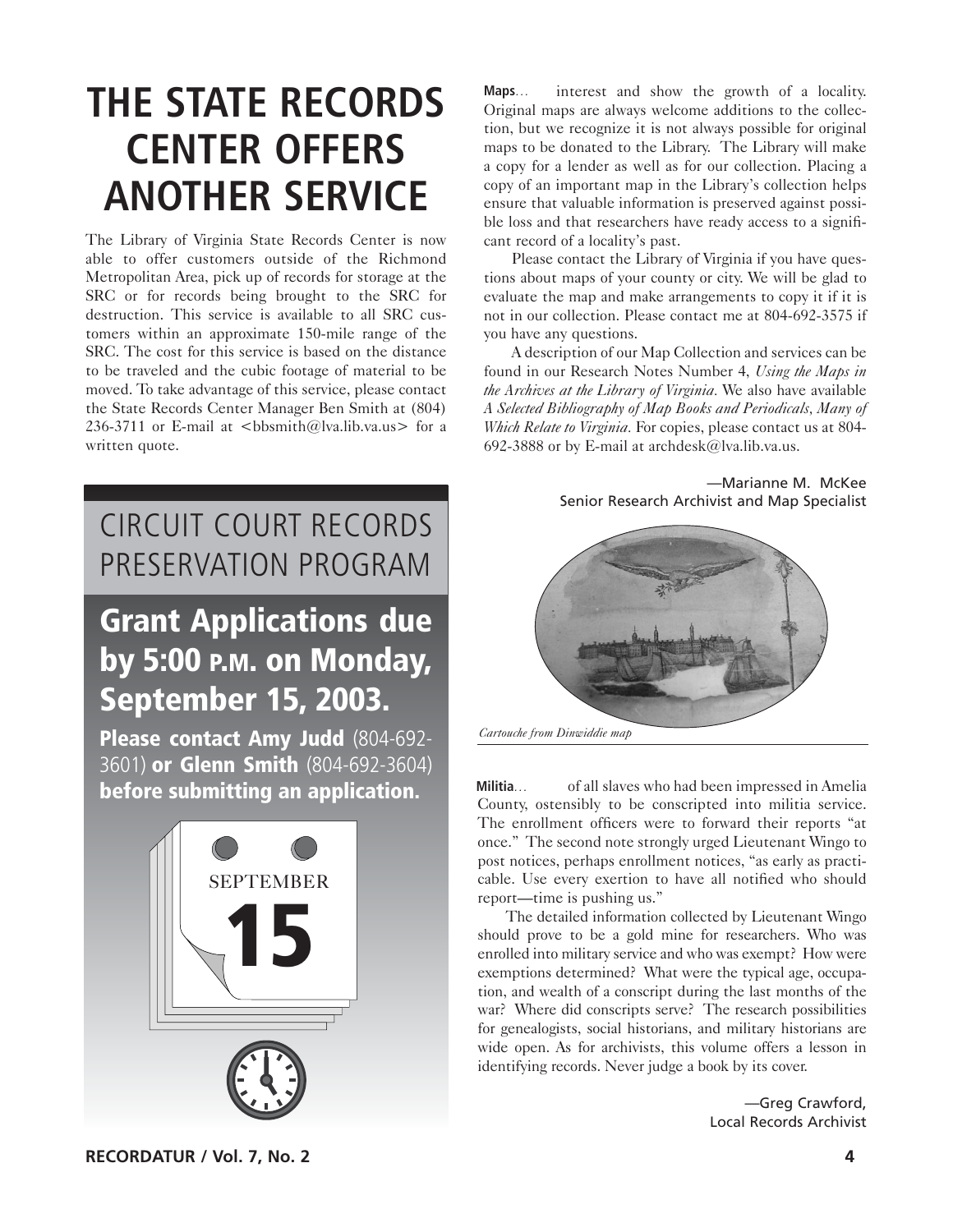# THE STATE RECORDS CENTER OFFERS ANOTHER SERVICE

The Library of Virginia State Records Center is now able to offer customers outside of the Richmond Metropolitan Area, pick up of records for storage at the SRC or for records being brought to the SRC for destruction. This service is available to all SRC customers within an approximate 150-mile range of the SRC. The cost for this service is based on the distance to be traveled and the cubic footage of material to be moved. To take advantage of this service, please contact the State Records Center Manager Ben Smith at (804) 236-3711 or E-mail at <bbsmith@lva.lib.va.us> for a written quote.

## CIRCUIT COURT RECORDS PRESERVATION PROGRAM

**Grant Applications due by 5:00 P.M. on Monday, September 15, 2003.**

**Please contact Amy Judd** (804-692-3601) **or Glenn Smith** (804-692-3604) **before submitting an application.**

SEPTEMBER

15

**Maps**… interest and show the growth of a locality. Original maps are always welcome additions to the collection, but we recognize it is not always possible for original maps to be donated to the Library. The Library will make a copy for a lender as well as for our collection. Placing a copy of an important map in the Library's collection helps ensure that valuable information is preserved against possible loss and that researchers have ready access to a significant record of a locality's past.

Please contact the Library of Virginia if you have questions about maps of your county or city. We will be glad to evaluate the map and make arrangements to copy it if it is not in our collection. Please contact me at 804-692-3575 if you have any questions.

A description of our Map Collection and services can be found in our Research Notes Number 4, *Using the Maps in the Archives at the Library of Virginia.* We also have available *A Selected Bibliography of Map Books and Periodicals, Many of Which Relate to Virginia.* For copies, please contact us at 804-692-3888 or by E-mail at archdesk@lva.lib.va.us.

—Marianne M. McKee
Senior Research Archivist and Map Specialist

*Cartouche from Dinwiddie map*

**Militia**… of all slaves who had been impressed in Amelia County, ostensibly to be conscripted into militia service. The enrollment officers were to forward their reports "at once." The second note strongly urged Lieutenant Wingo to post notices, perhaps enrollment notices, "as early as practicable. Use every exertion to have all notified who should report—time is pushing us."

The detailed information collected by Lieutenant Wingo should prove to be a gold mine for researchers. Who was enrolled into military service and who was exempt? How were exemptions determined? What were the typical age, occupation, and wealth of a conscript during the last months of the war? Where did conscripts serve? The research possibilities for genealogists, social historians, and military historians are wide open. As for archivists, this volume offers a lesson in identifying records. Never judge a book by its cover.

—Greg Crawford,
Local Records Archivist